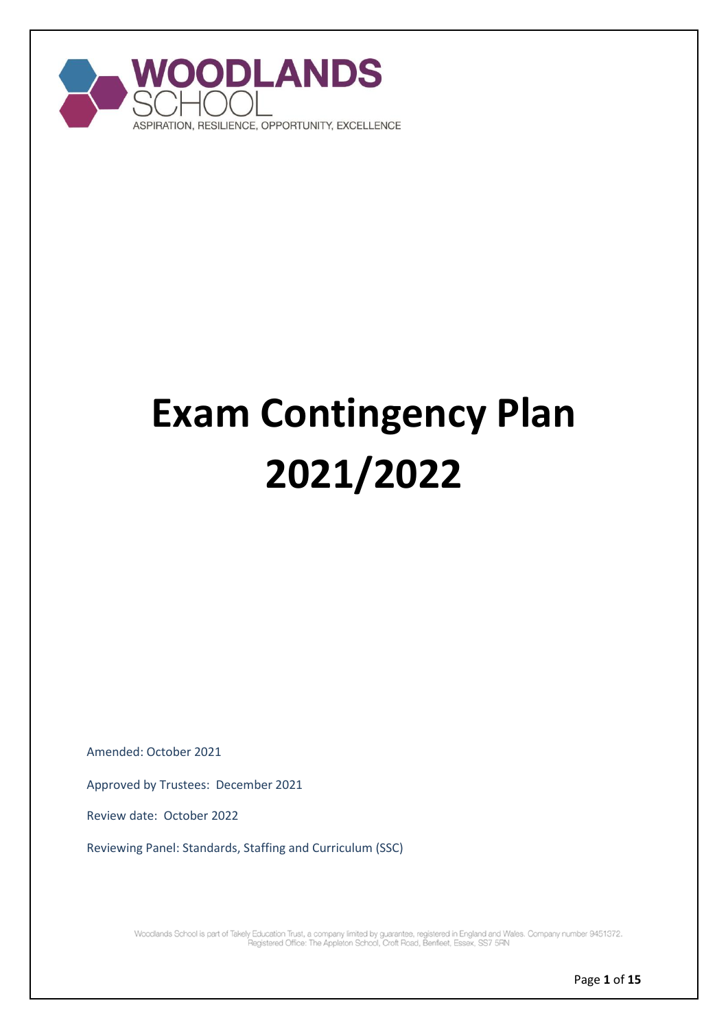WOODLANDS SCHOOL

ASPIRATION, RESILIENCE, OPPORTUNITY, EXCELLENCE

# Exam Contingency Plan 2021/2022

Amended: October 2021

Approved by Trustees: December 2021

Review date: October 2022

Reviewing Panel: Standards, Staffing and Curriculum (SSC)

Woodlands School is part of Takely Education Trust, a company limited by guarantee, registered in England and Wales. Company number 9451372. Registered Office: The Appleton School, Croft Road, Benfleet, Essex, SS7 5RN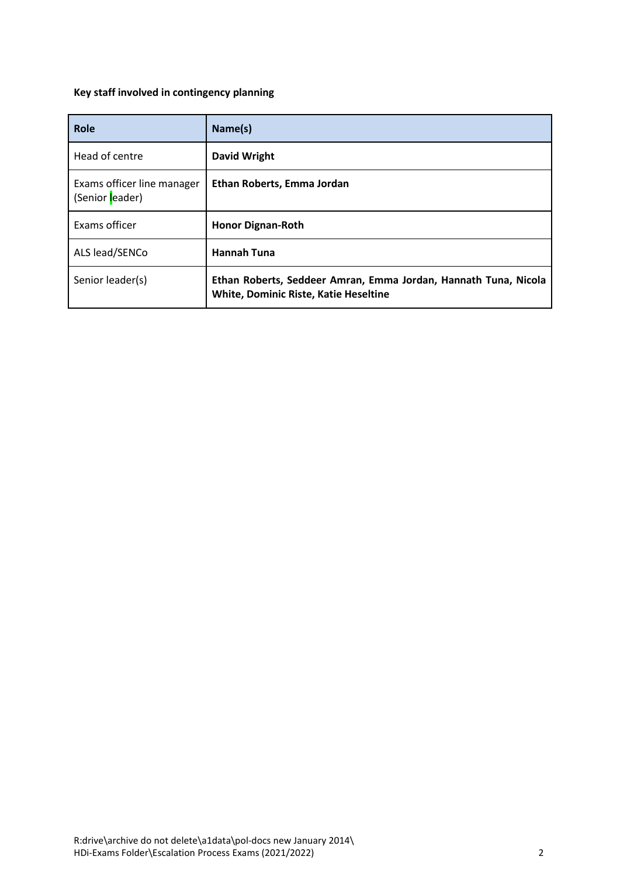**Key staff involved in contingency planning**

| Role | Name(s) |
|---|---|
| Head of centre | **David Wright** |
| Exams officer line manager (Senior leader) | **Ethan Roberts, Emma Jordan** |
| Exams officer | **Honor Dignan-Roth** |
| ALS lead/SENCo | **Hannah Tuna** |
| Senior leader(s) | **Ethan Roberts, Seddeer Amran, Emma Jordan, Hannath Tuna, Nicola White, Dominic Riste, Katie Heseltine** |

R:drive\archive do not delete\a1data\pol-docs new January 2014\
HDi-Exams Folder\Escalation Process Exams (2021/2022)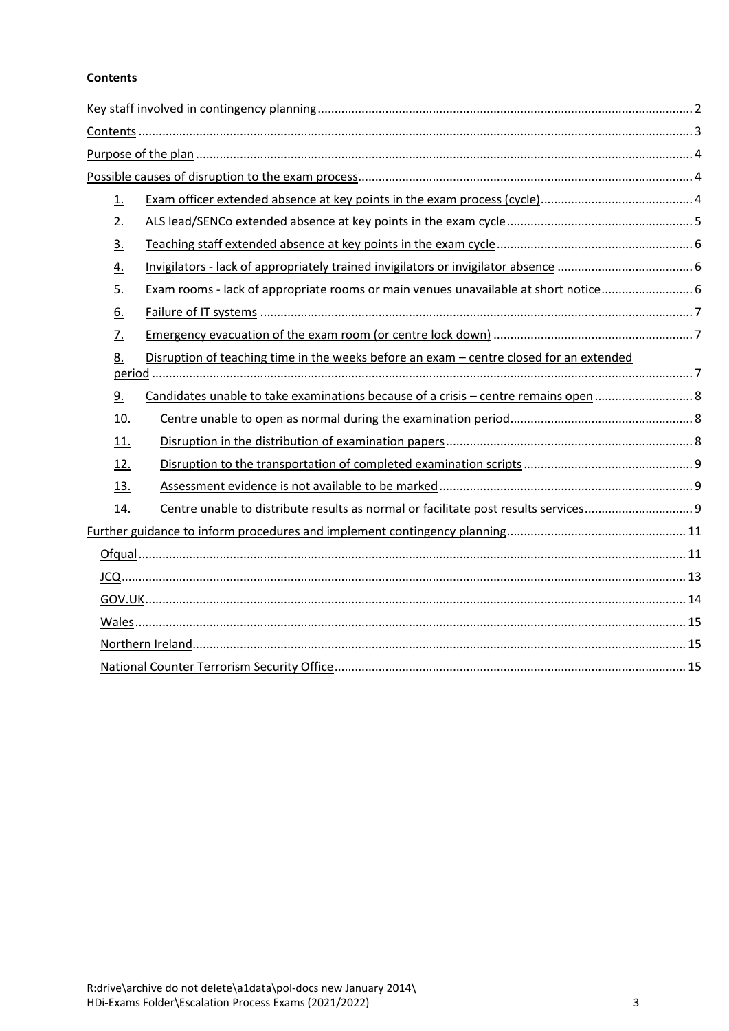**Contents**

- Key staff involved in contingency planning ... 2
- Contents ... 3
- Purpose of the plan ... 4
- Possible causes of disruption to the exam process ... 4
  1. Exam officer extended absence at key points in the exam process (cycle) ... 4
  2. ALS lead/SENCo extended absence at key points in the exam cycle ... 5
  3. Teaching staff extended absence at key points in the exam cycle ... 6
  4. Invigilators - lack of appropriately trained invigilators or invigilator absence ... 6
  5. Exam rooms - lack of appropriate rooms or main venues unavailable at short notice ... 6
  6. Failure of IT systems ... 7
  7. Emergency evacuation of the exam room (or centre lock down) ... 7
  8. Disruption of teaching time in the weeks before an exam – centre closed for an extended period ... 7
  9. Candidates unable to take examinations because of a crisis – centre remains open ... 8
  10. Centre unable to open as normal during the examination period ... 8
  11. Disruption in the distribution of examination papers ... 8
  12. Disruption to the transportation of completed examination scripts ... 9
  13. Assessment evidence is not available to be marked ... 9
  14. Centre unable to distribute results as normal or facilitate post results services ... 9
- Further guidance to inform procedures and implement contingency planning ... 11
  - Ofqual ... 11
  - JCQ ... 13
  - GOV.UK ... 14
  - Wales ... 15
  - Northern Ireland ... 15
  - National Counter Terrorism Security Office ... 15

R:drive\archive do not delete\a1data\pol-docs new January 2014\
HDi-Exams Folder\Escalation Process Exams (2021/2022)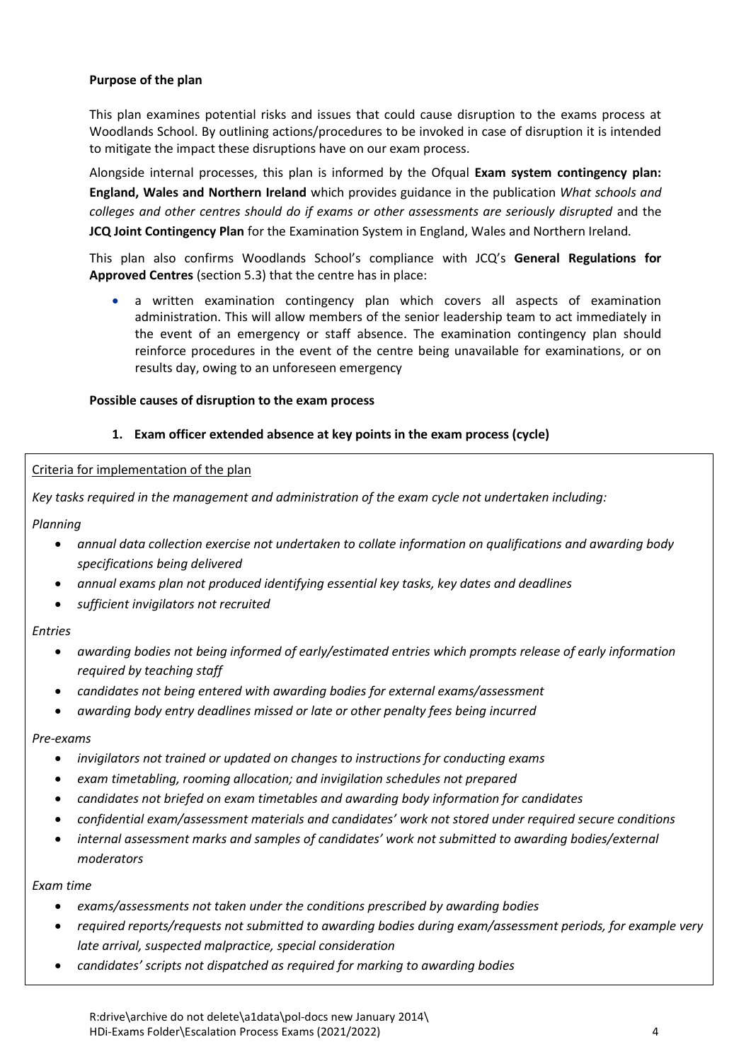**Purpose of the plan**

This plan examines potential risks and issues that could cause disruption to the exams process at Woodlands School. By outlining actions/procedures to be invoked in case of disruption it is intended to mitigate the impact these disruptions have on our exam process.

Alongside internal processes, this plan is informed by the Ofqual **Exam system contingency plan: England, Wales and Northern Ireland** which provides guidance in the publication *What schools and colleges and other centres should do if exams or other assessments are seriously disrupted* and the **JCQ Joint Contingency Plan** for the Examination System in England, Wales and Northern Ireland*.*

This plan also confirms Woodlands School's compliance with JCQ's **General Regulations for Approved Centres** (section 5.3) that the centre has in place:

- a written examination contingency plan which covers all aspects of examination administration. This will allow members of the senior leadership team to act immediately in the event of an emergency or staff absence. The examination contingency plan should reinforce procedures in the event of the centre being unavailable for examinations, or on results day, owing to an unforeseen emergency

**Possible causes of disruption to the exam process**

1. **Exam officer extended absence at key points in the exam process (cycle)**

Criteria for implementation of the plan

*Key tasks required in the management and administration of the exam cycle not undertaken including:*

*Planning*

- *annual data collection exercise not undertaken to collate information on qualifications and awarding body specifications being delivered*
- *annual exams plan not produced identifying essential key tasks, key dates and deadlines*
- *sufficient invigilators not recruited*

*Entries*

- *awarding bodies not being informed of early/estimated entries which prompts release of early information required by teaching staff*
- *candidates not being entered with awarding bodies for external exams/assessment*
- *awarding body entry deadlines missed or late or other penalty fees being incurred*

*Pre-exams*

- *invigilators not trained or updated on changes to instructions for conducting exams*
- *exam timetabling, rooming allocation; and invigilation schedules not prepared*
- *candidates not briefed on exam timetables and awarding body information for candidates*
- *confidential exam/assessment materials and candidates' work not stored under required secure conditions*
- *internal assessment marks and samples of candidates' work not submitted to awarding bodies/external moderators*

*Exam time*

- *exams/assessments not taken under the conditions prescribed by awarding bodies*
- *required reports/requests not submitted to awarding bodies during exam/assessment periods, for example very late arrival, suspected malpractice, special consideration*
- *candidates' scripts not dispatched as required for marking to awarding bodies*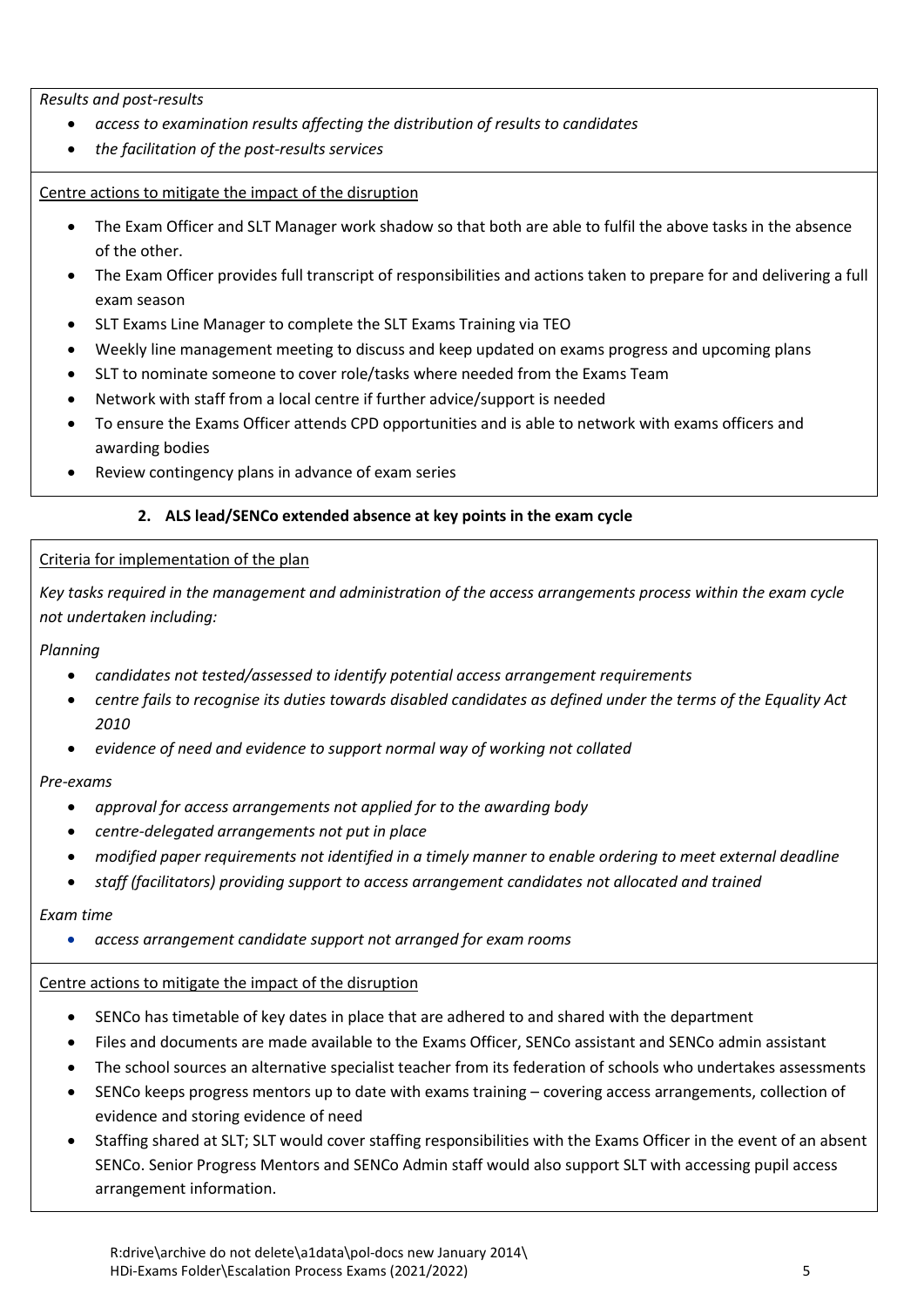*Results and post-results*

- *access to examination results affecting the distribution of results to candidates*
- *the facilitation of the post-results services*

Centre actions to mitigate the impact of the disruption

- The Exam Officer and SLT Manager work shadow so that both are able to fulfil the above tasks in the absence of the other.
- The Exam Officer provides full transcript of responsibilities and actions taken to prepare for and delivering a full exam season
- SLT Exams Line Manager to complete the SLT Exams Training via TEO
- Weekly line management meeting to discuss and keep updated on exams progress and upcoming plans
- SLT to nominate someone to cover role/tasks where needed from the Exams Team
- Network with staff from a local centre if further advice/support is needed
- To ensure the Exams Officer attends CPD opportunities and is able to network with exams officers and awarding bodies
- Review contingency plans in advance of exam series

## 2. ALS lead/SENCo extended absence at key points in the exam cycle

Criteria for implementation of the plan

*Key tasks required in the management and administration of the access arrangements process within the exam cycle not undertaken including:*

*Planning*

- *candidates not tested/assessed to identify potential access arrangement requirements*
- *centre fails to recognise its duties towards disabled candidates as defined under the terms of the Equality Act 2010*
- *evidence of need and evidence to support normal way of working not collated*

*Pre-exams*

- *approval for access arrangements not applied for to the awarding body*
- *centre-delegated arrangements not put in place*
- *modified paper requirements not identified in a timely manner to enable ordering to meet external deadline*
- *staff (facilitators) providing support to access arrangement candidates not allocated and trained*

*Exam time*

- *access arrangement candidate support not arranged for exam rooms*

Centre actions to mitigate the impact of the disruption

- SENCo has timetable of key dates in place that are adhered to and shared with the department
- Files and documents are made available to the Exams Officer, SENCo assistant and SENCo admin assistant
- The school sources an alternative specialist teacher from its federation of schools who undertakes assessments
- SENCo keeps progress mentors up to date with exams training – covering access arrangements, collection of evidence and storing evidence of need
- Staffing shared at SLT; SLT would cover staffing responsibilities with the Exams Officer in the event of an absent SENCo. Senior Progress Mentors and SENCo Admin staff would also support SLT with accessing pupil access arrangement information.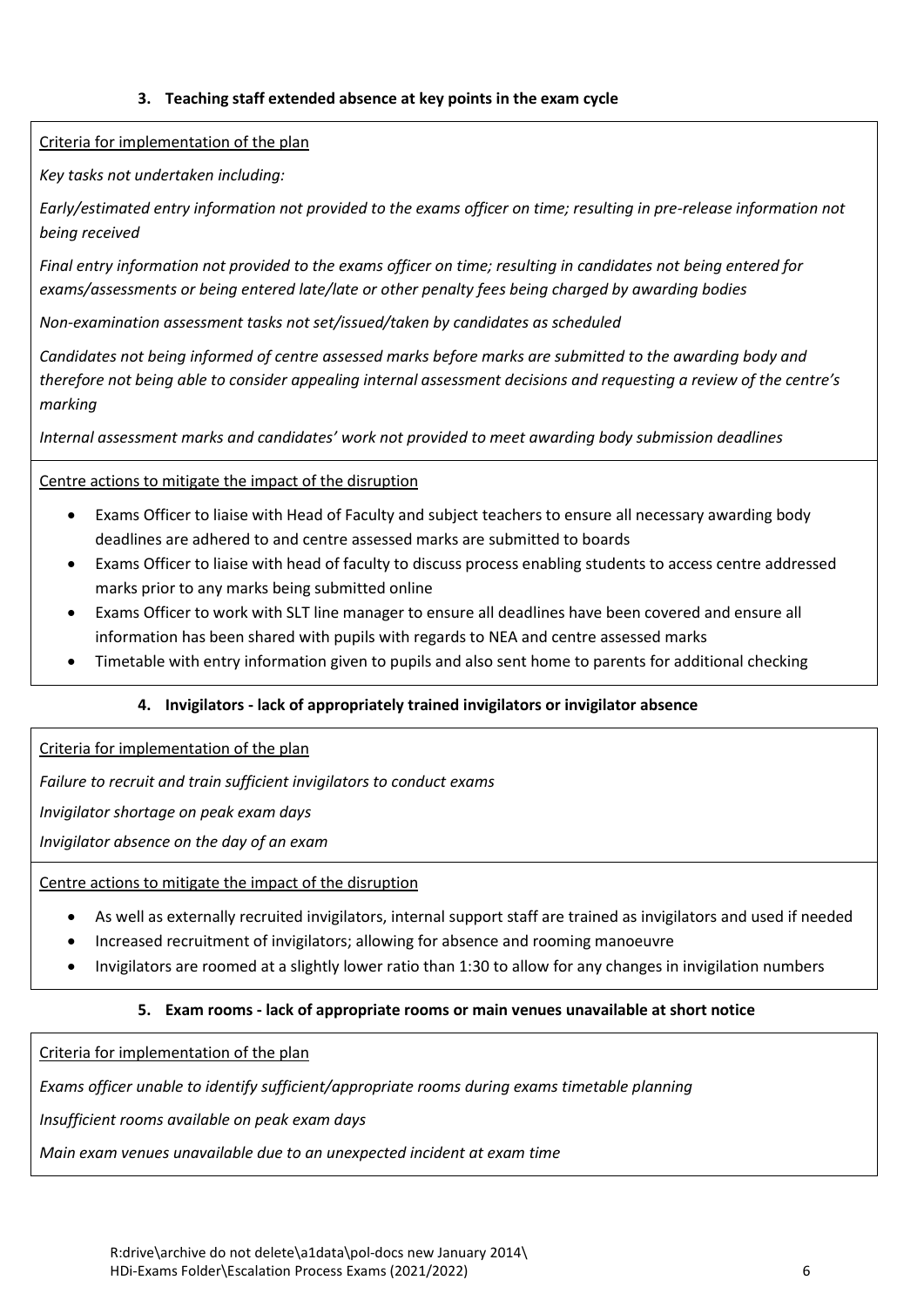### 3. Teaching staff extended absence at key points in the exam cycle

Criteria for implementation of the plan

*Key tasks not undertaken including:*

*Early/estimated entry information not provided to the exams officer on time; resulting in pre-release information not being received*

*Final entry information not provided to the exams officer on time; resulting in candidates not being entered for exams/assessments or being entered late/late or other penalty fees being charged by awarding bodies*

*Non-examination assessment tasks not set/issued/taken by candidates as scheduled*

*Candidates not being informed of centre assessed marks before marks are submitted to the awarding body and therefore not being able to consider appealing internal assessment decisions and requesting a review of the centre's marking*

*Internal assessment marks and candidates' work not provided to meet awarding body submission deadlines*

Centre actions to mitigate the impact of the disruption

- Exams Officer to liaise with Head of Faculty and subject teachers to ensure all necessary awarding body deadlines are adhered to and centre assessed marks are submitted to boards
- Exams Officer to liaise with head of faculty to discuss process enabling students to access centre addressed marks prior to any marks being submitted online
- Exams Officer to work with SLT line manager to ensure all deadlines have been covered and ensure all information has been shared with pupils with regards to NEA and centre assessed marks
- Timetable with entry information given to pupils and also sent home to parents for additional checking

### 4. Invigilators - lack of appropriately trained invigilators or invigilator absence

Criteria for implementation of the plan

*Failure to recruit and train sufficient invigilators to conduct exams*

*Invigilator shortage on peak exam days*

*Invigilator absence on the day of an exam*

Centre actions to mitigate the impact of the disruption

- As well as externally recruited invigilators, internal support staff are trained as invigilators and used if needed
- Increased recruitment of invigilators; allowing for absence and rooming manoeuvre
- Invigilators are roomed at a slightly lower ratio than 1:30 to allow for any changes in invigilation numbers

### 5. Exam rooms - lack of appropriate rooms or main venues unavailable at short notice

Criteria for implementation of the plan

*Exams officer unable to identify sufficient/appropriate rooms during exams timetable planning*

*Insufficient rooms available on peak exam days*

*Main exam venues unavailable due to an unexpected incident at exam time*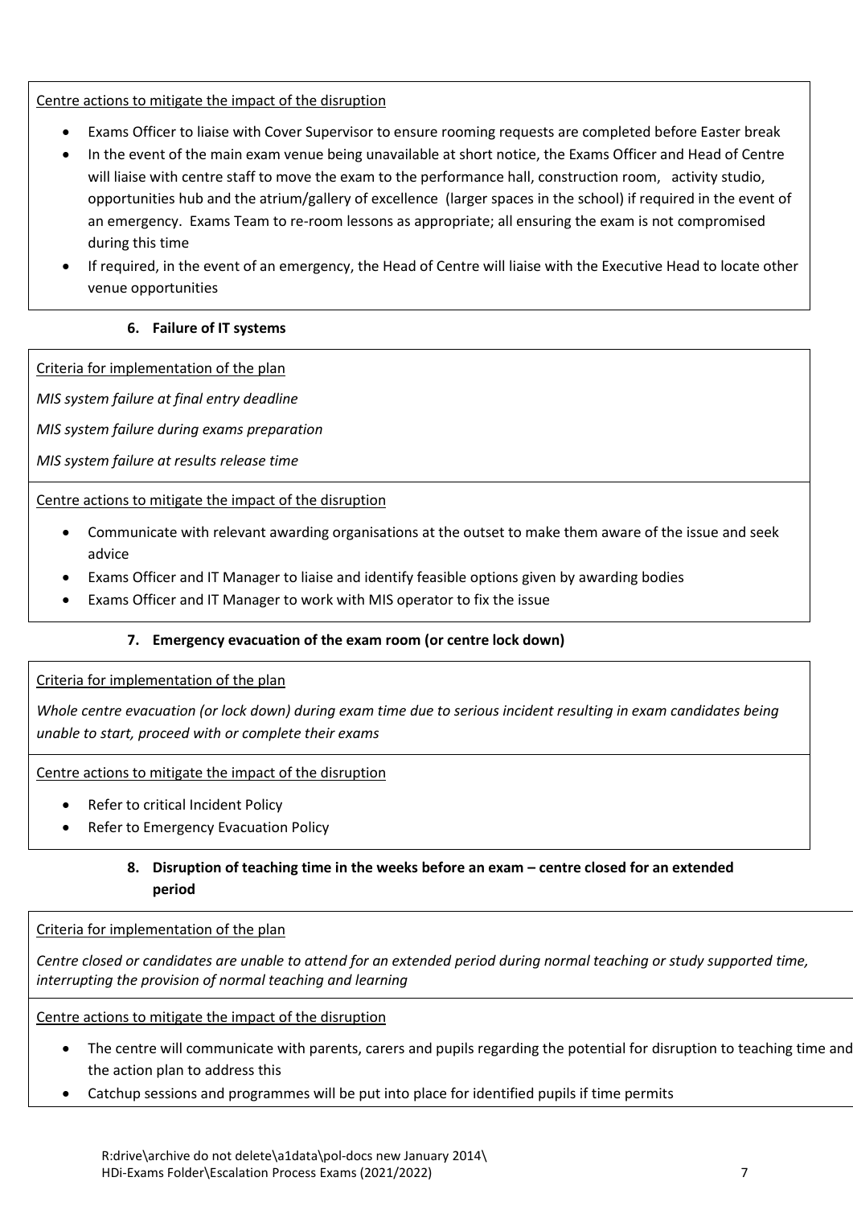Centre actions to mitigate the impact of the disruption

- Exams Officer to liaise with Cover Supervisor to ensure rooming requests are completed before Easter break
- In the event of the main exam venue being unavailable at short notice, the Exams Officer and Head of Centre will liaise with centre staff to move the exam to the performance hall, construction room, activity studio, opportunities hub and the atrium/gallery of excellence (larger spaces in the school) if required in the event of an emergency. Exams Team to re-room lessons as appropriate; all ensuring the exam is not compromised during this time
- If required, in the event of an emergency, the Head of Centre will liaise with the Executive Head to locate other venue opportunities

### 6. Failure of IT systems

Criteria for implementation of the plan

*MIS system failure at final entry deadline*

*MIS system failure during exams preparation*

*MIS system failure at results release time*

Centre actions to mitigate the impact of the disruption

- Communicate with relevant awarding organisations at the outset to make them aware of the issue and seek advice
- Exams Officer and IT Manager to liaise and identify feasible options given by awarding bodies
- Exams Officer and IT Manager to work with MIS operator to fix the issue

### 7. Emergency evacuation of the exam room (or centre lock down)

Criteria for implementation of the plan

*Whole centre evacuation (or lock down) during exam time due to serious incident resulting in exam candidates being unable to start, proceed with or complete their exams*

Centre actions to mitigate the impact of the disruption

- Refer to critical Incident Policy
- Refer to Emergency Evacuation Policy

### 8. Disruption of teaching time in the weeks before an exam – centre closed for an extended period

Criteria for implementation of the plan

*Centre closed or candidates are unable to attend for an extended period during normal teaching or study supported time, interrupting the provision of normal teaching and learning*

Centre actions to mitigate the impact of the disruption

- The centre will communicate with parents, carers and pupils regarding the potential for disruption to teaching time and the action plan to address this
- Catchup sessions and programmes will be put into place for identified pupils if time permits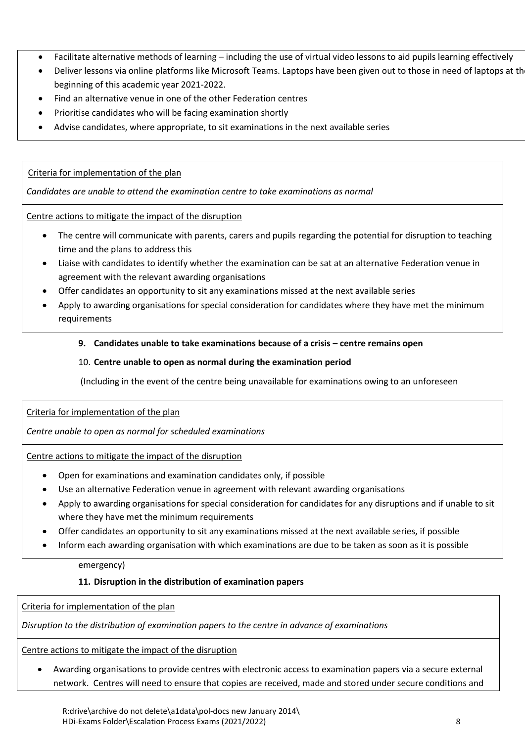- Facilitate alternative methods of learning – including the use of virtual video lessons to aid pupils learning effectively
- Deliver lessons via online platforms like Microsoft Teams. Laptops have been given out to those in need of laptops at the beginning of this academic year 2021-2022.
- Find an alternative venue in one of the other Federation centres
- Prioritise candidates who will be facing examination shortly
- Advise candidates, where appropriate, to sit examinations in the next available series

Criteria for implementation of the plan

*Candidates are unable to attend the examination centre to take examinations as normal*

Centre actions to mitigate the impact of the disruption

- The centre will communicate with parents, carers and pupils regarding the potential for disruption to teaching time and the plans to address this
- Liaise with candidates to identify whether the examination can be sat at an alternative Federation venue in agreement with the relevant awarding organisations
- Offer candidates an opportunity to sit any examinations missed at the next available series
- Apply to awarding organisations for special consideration for candidates where they have met the minimum requirements

**9. Candidates unable to take examinations because of a crisis – centre remains open**

10. **Centre unable to open as normal during the examination period**

(Including in the event of the centre being unavailable for examinations owing to an unforeseen emergency)

Criteria for implementation of the plan

*Centre unable to open as normal for scheduled examinations*

Centre actions to mitigate the impact of the disruption

- Open for examinations and examination candidates only, if possible
- Use an alternative Federation venue in agreement with relevant awarding organisations
- Apply to awarding organisations for special consideration for candidates for any disruptions and if unable to sit where they have met the minimum requirements
- Offer candidates an opportunity to sit any examinations missed at the next available series, if possible
- Inform each awarding organisation with which examinations are due to be taken as soon as it is possible

**11. Disruption in the distribution of examination papers**

Criteria for implementation of the plan

*Disruption to the distribution of examination papers to the centre in advance of examinations*

Centre actions to mitigate the impact of the disruption

- Awarding organisations to provide centres with electronic access to examination papers via a secure external network. Centres will need to ensure that copies are received, made and stored under secure conditions and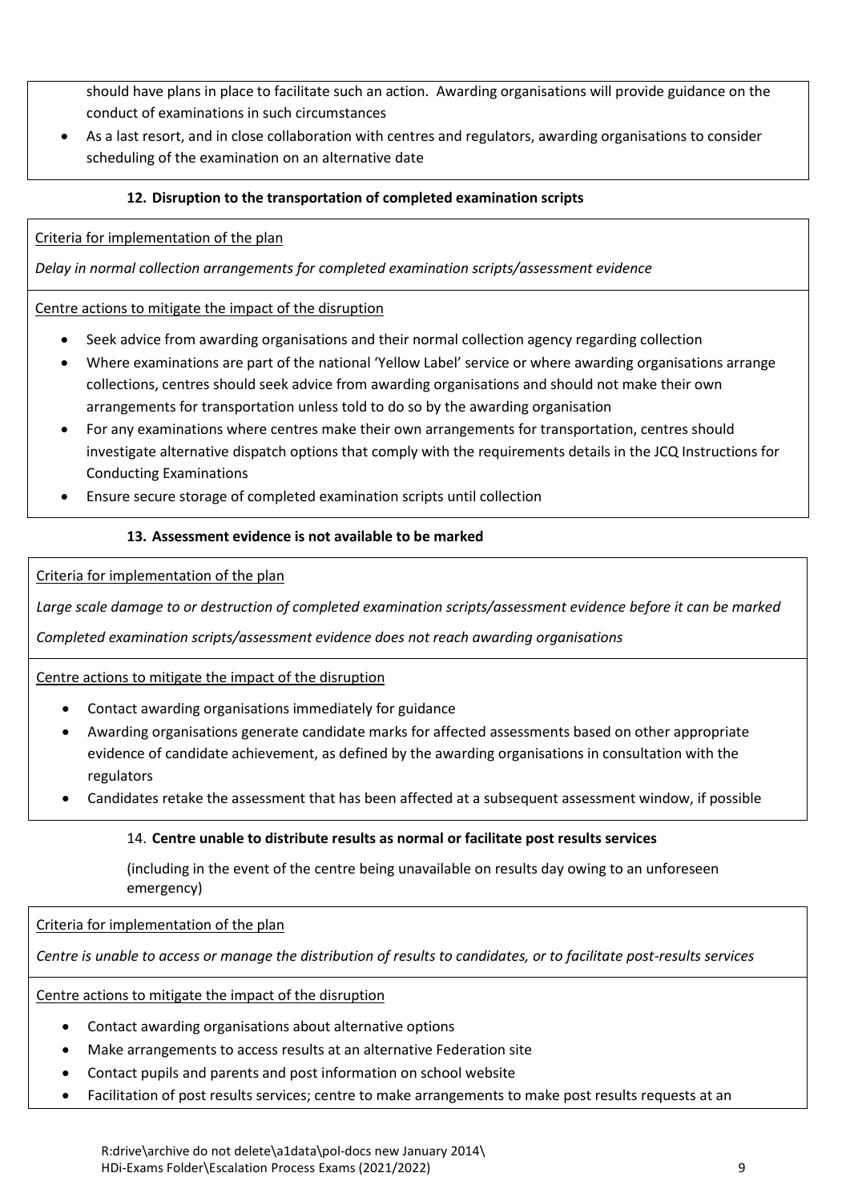should have plans in place to facilitate such an action. Awarding organisations will provide guidance on the conduct of examinations in such circumstances

- As a last resort, and in close collaboration with centres and regulators, awarding organisations to consider scheduling of the examination on an alternative date

### 12. Disruption to the transportation of completed examination scripts

Criteria for implementation of the plan

*Delay in normal collection arrangements for completed examination scripts/assessment evidence*

Centre actions to mitigate the impact of the disruption

- Seek advice from awarding organisations and their normal collection agency regarding collection
- Where examinations are part of the national 'Yellow Label' service or where awarding organisations arrange collections, centres should seek advice from awarding organisations and should not make their own arrangements for transportation unless told to do so by the awarding organisation
- For any examinations where centres make their own arrangements for transportation, centres should investigate alternative dispatch options that comply with the requirements details in the JCQ Instructions for Conducting Examinations
- Ensure secure storage of completed examination scripts until collection

### 13. Assessment evidence is not available to be marked

Criteria for implementation of the plan

*Large scale damage to or destruction of completed examination scripts/assessment evidence before it can be marked*

*Completed examination scripts/assessment evidence does not reach awarding organisations*

Centre actions to mitigate the impact of the disruption

- Contact awarding organisations immediately for guidance
- Awarding organisations generate candidate marks for affected assessments based on other appropriate evidence of candidate achievement, as defined by the awarding organisations in consultation with the regulators
- Candidates retake the assessment that has been affected at a subsequent assessment window, if possible

### 14. Centre unable to distribute results as normal or facilitate post results services

(including in the event of the centre being unavailable on results day owing to an unforeseen emergency)

Criteria for implementation of the plan

*Centre is unable to access or manage the distribution of results to candidates, or to facilitate post-results services*

Centre actions to mitigate the impact of the disruption

- Contact awarding organisations about alternative options
- Make arrangements to access results at an alternative Federation site
- Contact pupils and parents and post information on school website
- Facilitation of post results services; centre to make arrangements to make post results requests at an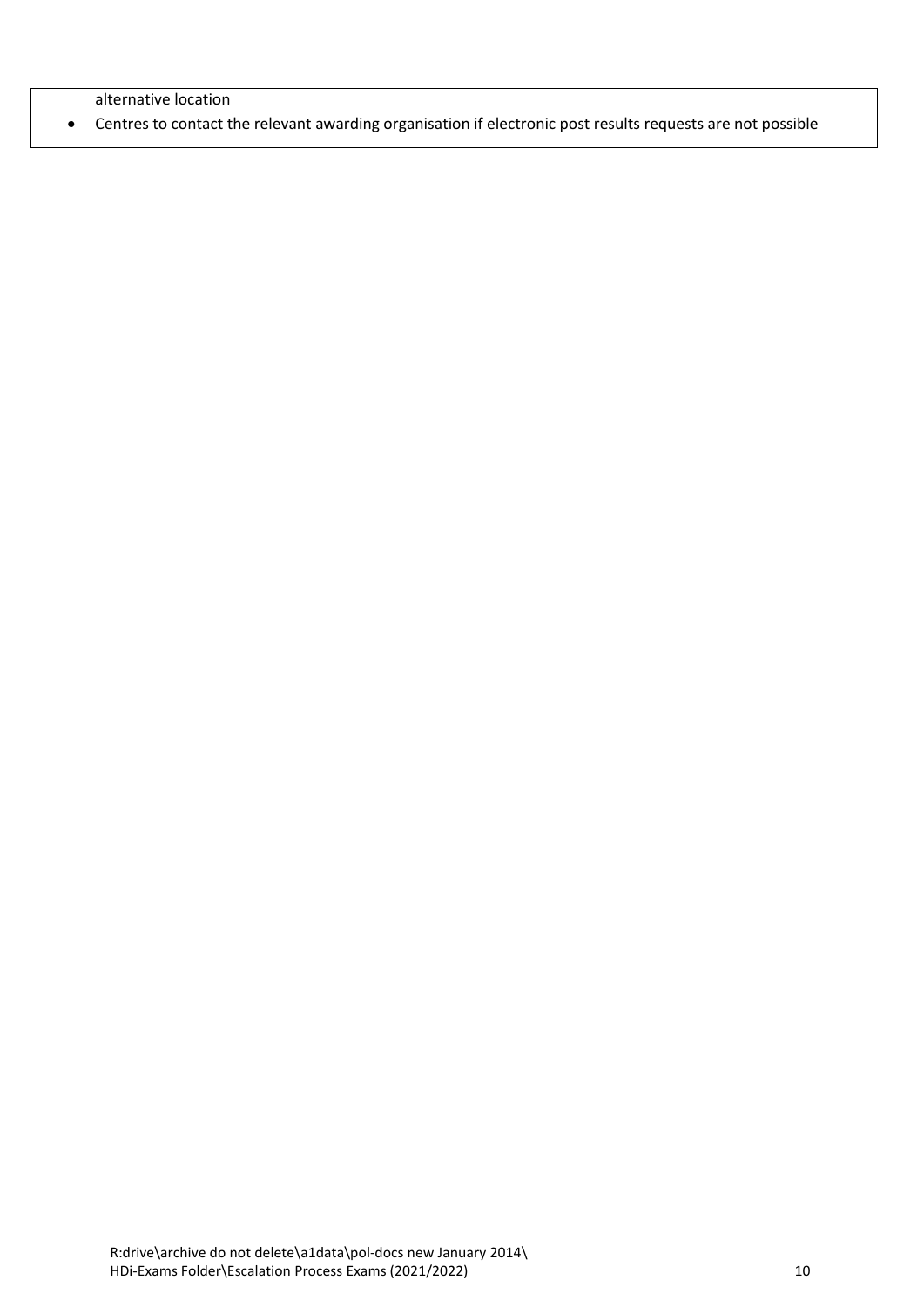alternative location

- Centres to contact the relevant awarding organisation if electronic post results requests are not possible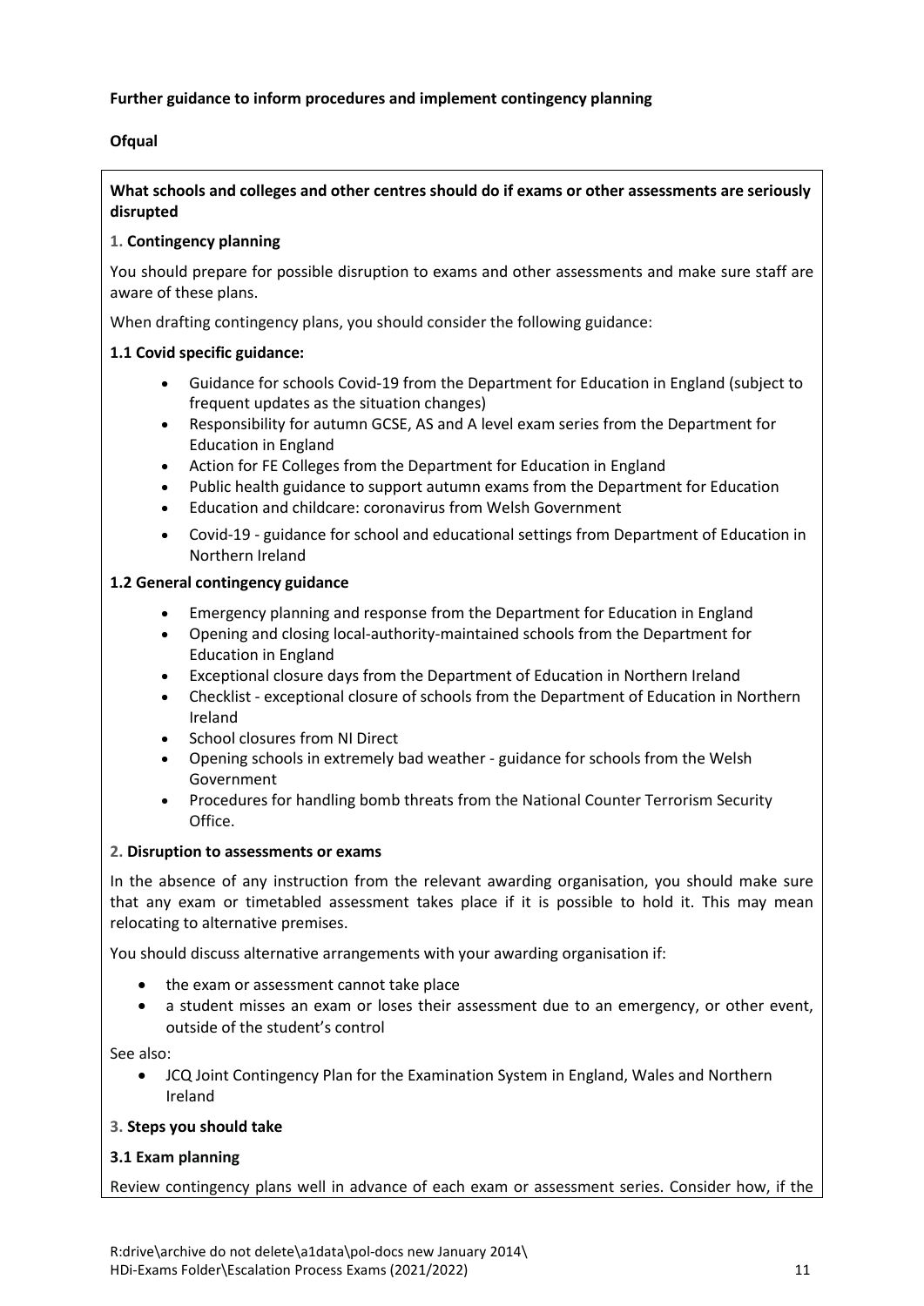**Further guidance to inform procedures and implement contingency planning**

**Ofqual**

**What schools and colleges and other centres should do if exams or other assessments are seriously disrupted**

**1. Contingency planning**

You should prepare for possible disruption to exams and other assessments and make sure staff are aware of these plans.

When drafting contingency plans, you should consider the following guidance:

**1.1 Covid specific guidance:**

- Guidance for schools Covid-19 from the Department for Education in England (subject to frequent updates as the situation changes)
- Responsibility for autumn GCSE, AS and A level exam series from the Department for Education in England
- Action for FE Colleges from the Department for Education in England
- Public health guidance to support autumn exams from the Department for Education
- Education and childcare: coronavirus from Welsh Government
- Covid-19 - guidance for school and educational settings from Department of Education in Northern Ireland

**1.2 General contingency guidance**

- Emergency planning and response from the Department for Education in England
- Opening and closing local-authority-maintained schools from the Department for Education in England
- Exceptional closure days from the Department of Education in Northern Ireland
- Checklist - exceptional closure of schools from the Department of Education in Northern Ireland
- School closures from NI Direct
- Opening schools in extremely bad weather - guidance for schools from the Welsh Government
- Procedures for handling bomb threats from the National Counter Terrorism Security Office.

**2. Disruption to assessments or exams**

In the absence of any instruction from the relevant awarding organisation, you should make sure that any exam or timetabled assessment takes place if it is possible to hold it. This may mean relocating to alternative premises.

You should discuss alternative arrangements with your awarding organisation if:

- the exam or assessment cannot take place
- a student misses an exam or loses their assessment due to an emergency, or other event, outside of the student's control

See also:

- JCQ Joint Contingency Plan for the Examination System in England, Wales and Northern Ireland

**3. Steps you should take**

**3.1 Exam planning**

Review contingency plans well in advance of each exam or assessment series. Consider how, if the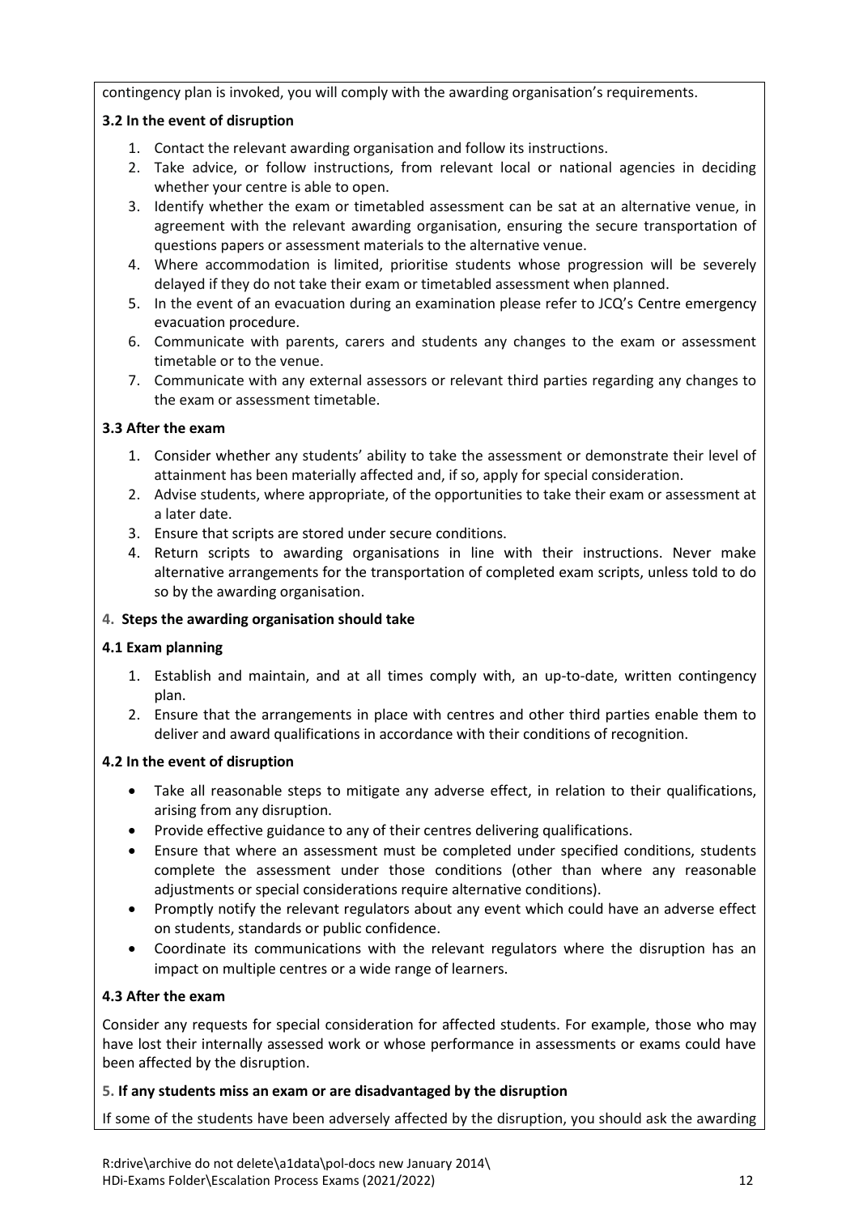contingency plan is invoked, you will comply with the awarding organisation's requirements.

**3.2 In the event of disruption**

1. Contact the relevant awarding organisation and follow its instructions.
2. Take advice, or follow instructions, from relevant local or national agencies in deciding whether your centre is able to open.
3. Identify whether the exam or timetabled assessment can be sat at an alternative venue, in agreement with the relevant awarding organisation, ensuring the secure transportation of questions papers or assessment materials to the alternative venue.
4. Where accommodation is limited, prioritise students whose progression will be severely delayed if they do not take their exam or timetabled assessment when planned.
5. In the event of an evacuation during an examination please refer to JCQ's Centre emergency evacuation procedure.
6. Communicate with parents, carers and students any changes to the exam or assessment timetable or to the venue.
7. Communicate with any external assessors or relevant third parties regarding any changes to the exam or assessment timetable.

**3.3 After the exam**

1. Consider whether any students' ability to take the assessment or demonstrate their level of attainment has been materially affected and, if so, apply for special consideration.
2. Advise students, where appropriate, of the opportunities to take their exam or assessment at a later date.
3. Ensure that scripts are stored under secure conditions.
4. Return scripts to awarding organisations in line with their instructions. Never make alternative arrangements for the transportation of completed exam scripts, unless told to do so by the awarding organisation.

**4. Steps the awarding organisation should take**

**4.1 Exam planning**

1. Establish and maintain, and at all times comply with, an up-to-date, written contingency plan.
2. Ensure that the arrangements in place with centres and other third parties enable them to deliver and award qualifications in accordance with their conditions of recognition.

**4.2 In the event of disruption**

- Take all reasonable steps to mitigate any adverse effect, in relation to their qualifications, arising from any disruption.
- Provide effective guidance to any of their centres delivering qualifications.
- Ensure that where an assessment must be completed under specified conditions, students complete the assessment under those conditions (other than where any reasonable adjustments or special considerations require alternative conditions).
- Promptly notify the relevant regulators about any event which could have an adverse effect on students, standards or public confidence.
- Coordinate its communications with the relevant regulators where the disruption has an impact on multiple centres or a wide range of learners.

**4.3 After the exam**

Consider any requests for special consideration for affected students. For example, those who may have lost their internally assessed work or whose performance in assessments or exams could have been affected by the disruption.

**5. If any students miss an exam or are disadvantaged by the disruption**

If some of the students have been adversely affected by the disruption, you should ask the awarding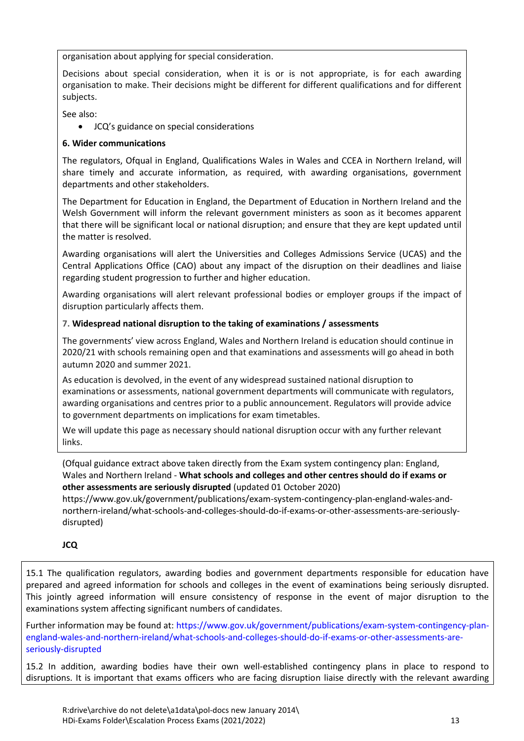organisation about applying for special consideration.

Decisions about special consideration, when it is or is not appropriate, is for each awarding organisation to make. Their decisions might be different for different qualifications and for different subjects.

See also:

- JCQ's guidance on special considerations

**6. Wider communications**

The regulators, Ofqual in England, Qualifications Wales in Wales and CCEA in Northern Ireland, will share timely and accurate information, as required, with awarding organisations, government departments and other stakeholders.

The Department for Education in England, the Department of Education in Northern Ireland and the Welsh Government will inform the relevant government ministers as soon as it becomes apparent that there will be significant local or national disruption; and ensure that they are kept updated until the matter is resolved.

Awarding organisations will alert the Universities and Colleges Admissions Service (UCAS) and the Central Applications Office (CAO) about any impact of the disruption on their deadlines and liaise regarding student progression to further and higher education.

Awarding organisations will alert relevant professional bodies or employer groups if the impact of disruption particularly affects them.

**7. Widespread national disruption to the taking of examinations / assessments**

The governments' view across England, Wales and Northern Ireland is education should continue in 2020/21 with schools remaining open and that examinations and assessments will go ahead in both autumn 2020 and summer 2021.

As education is devolved, in the event of any widespread sustained national disruption to examinations or assessments, national government departments will communicate with regulators, awarding organisations and centres prior to a public announcement. Regulators will provide advice to government departments on implications for exam timetables.

We will update this page as necessary should national disruption occur with any further relevant links.

(Ofqual guidance extract above taken directly from the Exam system contingency plan: England, Wales and Northern Ireland - **What schools and colleges and other centres should do if exams or other assessments are seriously disrupted** (updated 01 October 2020) https://www.gov.uk/government/publications/exam-system-contingency-plan-england-wales-and-northern-ireland/what-schools-and-colleges-should-do-if-exams-or-other-assessments-are-seriously-disrupted)

**JCQ**

15.1 The qualification regulators, awarding bodies and government departments responsible for education have prepared and agreed information for schools and colleges in the event of examinations being seriously disrupted. This jointly agreed information will ensure consistency of response in the event of major disruption to the examinations system affecting significant numbers of candidates.

Further information may be found at: https://www.gov.uk/government/publications/exam-system-contingency-plan-england-wales-and-northern-ireland/what-schools-and-colleges-should-do-if-exams-or-other-assessments-are-seriously-disrupted

15.2 In addition, awarding bodies have their own well-established contingency plans in place to respond to disruptions. It is important that exams officers who are facing disruption liaise directly with the relevant awarding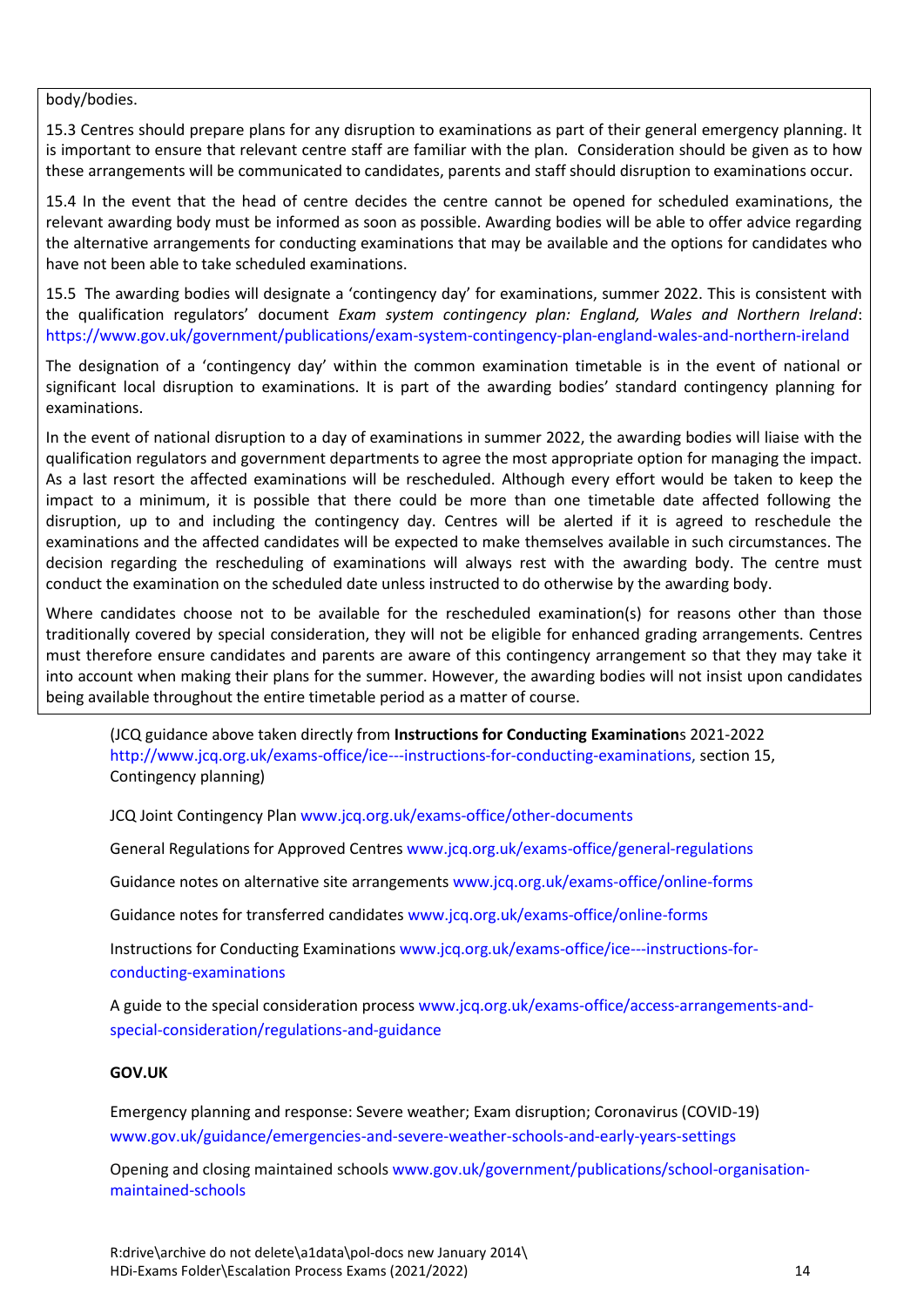body/bodies.

15.3 Centres should prepare plans for any disruption to examinations as part of their general emergency planning. It is important to ensure that relevant centre staff are familiar with the plan. Consideration should be given as to how these arrangements will be communicated to candidates, parents and staff should disruption to examinations occur.

15.4 In the event that the head of centre decides the centre cannot be opened for scheduled examinations, the relevant awarding body must be informed as soon as possible. Awarding bodies will be able to offer advice regarding the alternative arrangements for conducting examinations that may be available and the options for candidates who have not been able to take scheduled examinations.

15.5 The awarding bodies will designate a 'contingency day' for examinations, summer 2022. This is consistent with the qualification regulators' document *Exam system contingency plan: England, Wales and Northern Ireland*: https://www.gov.uk/government/publications/exam-system-contingency-plan-england-wales-and-northern-ireland

The designation of a 'contingency day' within the common examination timetable is in the event of national or significant local disruption to examinations. It is part of the awarding bodies' standard contingency planning for examinations.

In the event of national disruption to a day of examinations in summer 2022, the awarding bodies will liaise with the qualification regulators and government departments to agree the most appropriate option for managing the impact. As a last resort the affected examinations will be rescheduled. Although every effort would be taken to keep the impact to a minimum, it is possible that there could be more than one timetable date affected following the disruption, up to and including the contingency day. Centres will be alerted if it is agreed to reschedule the examinations and the affected candidates will be expected to make themselves available in such circumstances. The decision regarding the rescheduling of examinations will always rest with the awarding body. The centre must conduct the examination on the scheduled date unless instructed to do otherwise by the awarding body.

Where candidates choose not to be available for the rescheduled examination(s) for reasons other than those traditionally covered by special consideration, they will not be eligible for enhanced grading arrangements. Centres must therefore ensure candidates and parents are aware of this contingency arrangement so that they may take it into account when making their plans for the summer. However, the awarding bodies will not insist upon candidates being available throughout the entire timetable period as a matter of course.

(JCQ guidance above taken directly from **Instructions for Conducting Examination**s 2021-2022 http://www.jcq.org.uk/exams-office/ice---instructions-for-conducting-examinations, section 15, Contingency planning)

JCQ Joint Contingency Plan www.jcq.org.uk/exams-office/other-documents

General Regulations for Approved Centres www.jcq.org.uk/exams-office/general-regulations

Guidance notes on alternative site arrangements www.jcq.org.uk/exams-office/online-forms

Guidance notes for transferred candidates www.jcq.org.uk/exams-office/online-forms

Instructions for Conducting Examinations www.jcq.org.uk/exams-office/ice---instructions-for-conducting-examinations

A guide to the special consideration process www.jcq.org.uk/exams-office/access-arrangements-and-special-consideration/regulations-and-guidance

**GOV.UK**

Emergency planning and response: Severe weather; Exam disruption; Coronavirus (COVID-19) www.gov.uk/guidance/emergencies-and-severe-weather-schools-and-early-years-settings

Opening and closing maintained schools www.gov.uk/government/publications/school-organisation-maintained-schools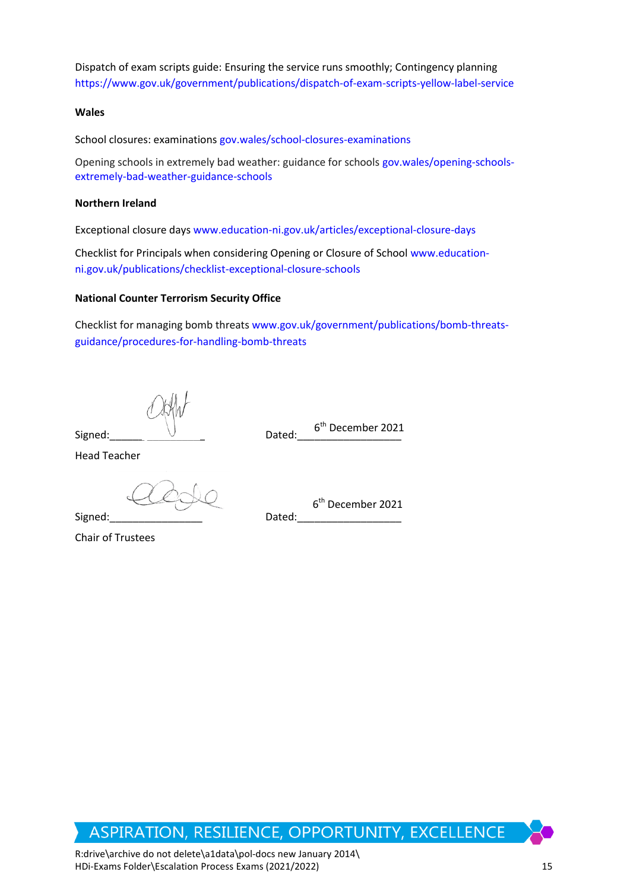Dispatch of exam scripts guide: Ensuring the service runs smoothly; Contingency planning https://www.gov.uk/government/publications/dispatch-of-exam-scripts-yellow-label-service

**Wales**

School closures: examinations gov.wales/school-closures-examinations

Opening schools in extremely bad weather: guidance for schools gov.wales/opening-schools-extremely-bad-weather-guidance-schools

**Northern Ireland**

Exceptional closure days www.education-ni.gov.uk/articles/exceptional-closure-days

Checklist for Principals when considering Opening or Closure of School www.education-ni.gov.uk/publications/checklist-exceptional-closure-schools

**National Counter Terrorism Security Office**

Checklist for managing bomb threats www.gov.uk/government/publications/bomb-threats-guidance/procedures-for-handling-bomb-threats

Signed:\_\_\_\_\_\_\_\_\_\_\_\_\_\_\_\_ Dated: 6th December 2021

Head Teacher

Signed:\_\_\_\_\_\_\_\_\_\_\_\_\_\_\_\_ Dated: 6th December 2021

Chair of Trustees

ASPIRATION, RESILIENCE, OPPORTUNITY, EXCELLENCE